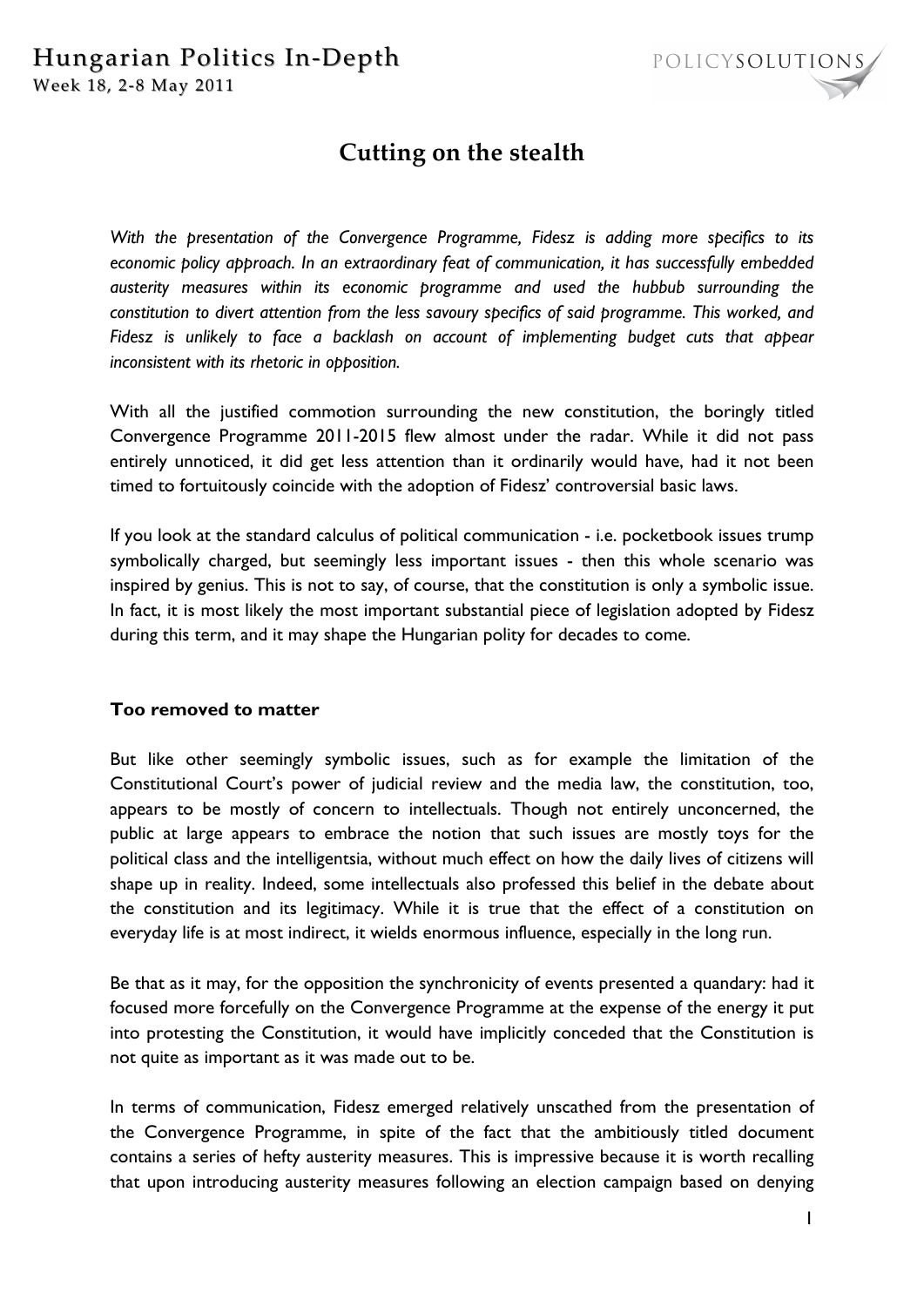# Cutting on the stealth

*With the presentation of the Convergence Programme, Fidesz is adding more specifics to its economic policy approach. In an extraordinary feat of communication, it has successfully embedded austerity measures within its economic programme and used the hubbub surrounding the constitution to divert attention from the less savoury specifics of said programme. This worked, and Fidesz is unlikely to face a backlash on account of implementing budget cuts that appear inconsistent with its rhetoric in opposition.*

With all the justified commotion surrounding the new constitution, the boringly titled Convergence Programme 2011-2015 flew almost under the radar. While it did not pass entirely unnoticed, it did get less attention than it ordinarily would have, had it not been timed to fortuitously coincide with the adoption of Fidesz' controversial basic laws.

If you look at the standard calculus of political communication - i.e. pocketbook issues trump symbolically charged, but seemingly less important issues - then this whole scenario was inspired by genius. This is not to say, of course, that the constitution is only a symbolic issue. In fact, it is most likely the most important substantial piece of legislation adopted by Fidesz during this term, and it may shape the Hungarian polity for decades to come.

## Too removed to matter

But like other seemingly symbolic issues, such as for example the limitation of the Constitutional Court's power of judicial review and the media law, the constitution, too, appears to be mostly of concern to intellectuals. Though not entirely unconcerned, the public at large appears to embrace the notion that such issues are mostly toys for the political class and the intelligentsia, without much effect on how the daily lives of citizens will shape up in reality. Indeed, some intellectuals also professed this belief in the debate about the constitution and its legitimacy. While it is true that the effect of a constitution on everyday life is at most indirect, it wields enormous influence, especially in the long run.

Be that as it may, for the opposition the synchronicity of events presented a quandary: had it focused more forcefully on the Convergence Programme at the expense of the energy it put into protesting the Constitution, it would have implicitly conceded that the Constitution is not quite as important as it was made out to be.

In terms of communication, Fidesz emerged relatively unscathed from the presentation of the Convergence Programme, in spite of the fact that the ambitiously titled document contains a series of hefty austerity measures. This is impressive because it is worth recalling that upon introducing austerity measures following an election campaign based on denying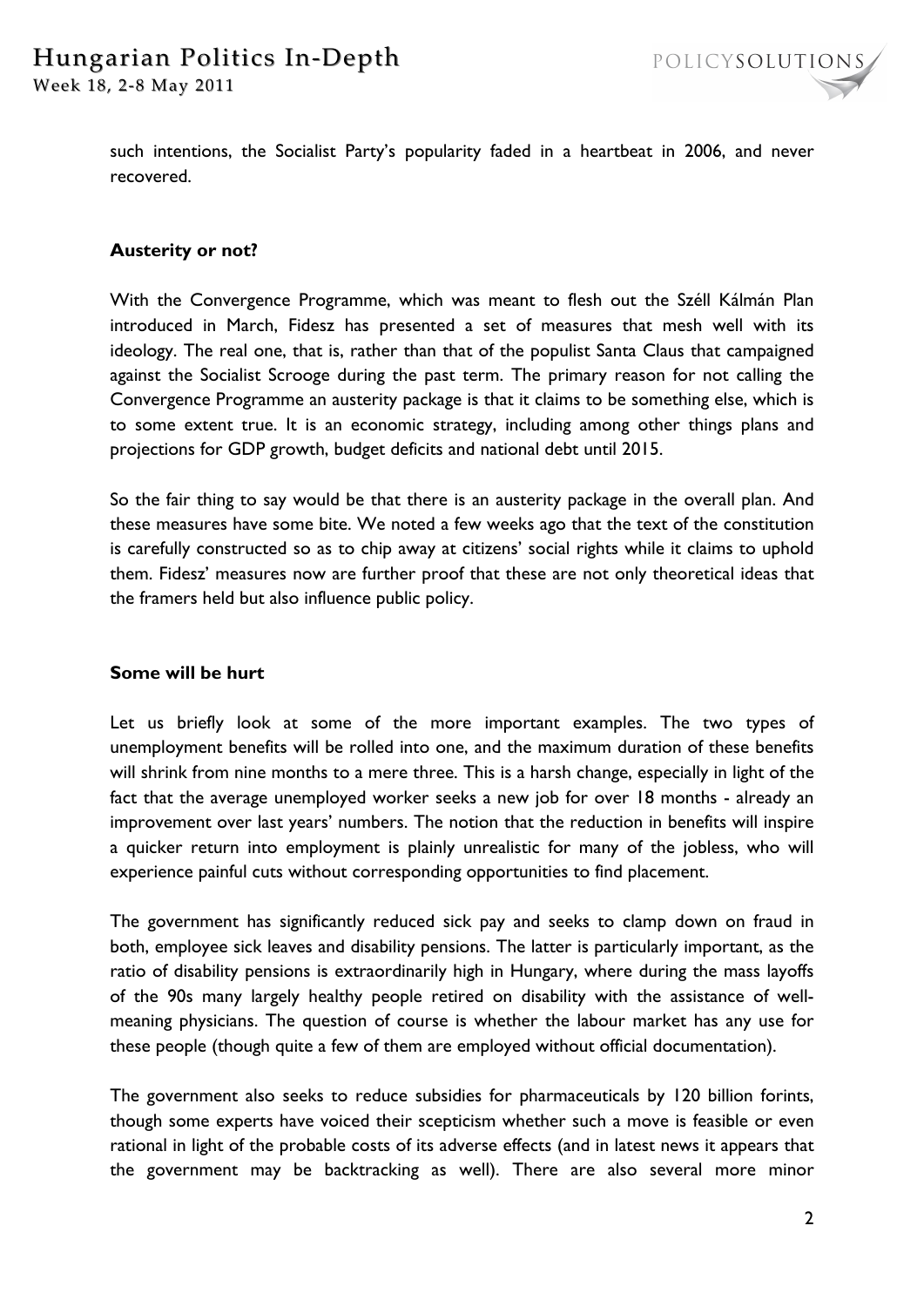such intentions, the Socialist Party's popularity faded in a heartbeat in 2006, and never recovered.

**Austerity or not?**

With the Convergence Programme, which was meant to flesh out the Széll Kálmán Plan introduced in March, Fidesz has presented a set of measures that mesh well with its ideology. The real one, that is, rather than that of the populist Santa Claus that campaigned against the Socialist Scrooge during the past term. The primary reason for not calling the Convergence Programme an austerity package is that it claims to be something else, which is to some extent true. It is an economic strategy, including among other things plans and projections for GDP growth, budget deficits and national debt until 2015.

So the fair thing to say would be that there is an austerity package in the overall plan. And these measures have some bite. We noted a few weeks ago that the text of the constitution is carefully constructed so as to chip away at citizens' social rights while it claims to uphold them. Fidesz' measures now are further proof that these are not only theoretical ideas that the framers held but also influence public policy.

**Some will be hurt**

Let us briefly look at some of the more important examples. The two types of unemployment benefits will be rolled into one, and the maximum duration of these benefits will shrink from nine months to a mere three. This is a harsh change, especially in light of the fact that the average unemployed worker seeks a new job for over 18 months - already an improvement over last years' numbers. The notion that the reduction in benefits will inspire a quicker return into employment is plainly unrealistic for many of the jobless, who will experience painful cuts without corresponding opportunities to find placement.

The government has significantly reduced sick pay and seeks to clamp down on fraud in both, employee sick leaves and disability pensions. The latter is particularly important, as the ratio of disability pensions is extraordinarily high in Hungary, where during the mass layoffs of the 90s many largely healthy people retired on disability with the assistance of well-meaning physicians. The question of course is whether the labour market has any use for these people (though quite a few of them are employed without official documentation).

The government also seeks to reduce subsidies for pharmaceuticals by 120 billion forints, though some experts have voiced their scepticism whether such a move is feasible or even rational in light of the probable costs of its adverse effects (and in latest news it appears that the government may be backtracking as well). There are also several more minor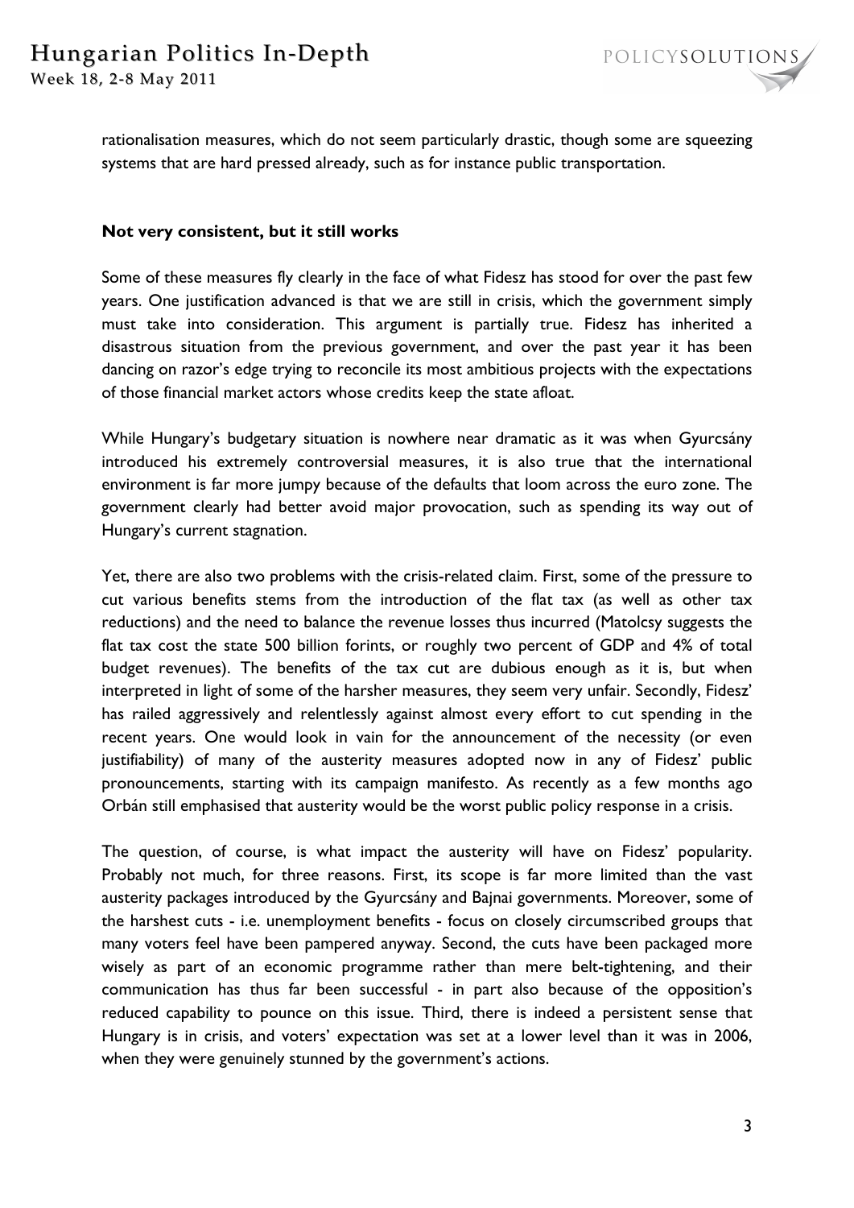rationalisation measures, which do not seem particularly drastic, though some are squeezing systems that are hard pressed already, such as for instance public transportation.

**Not very consistent, but it still works**

Some of these measures fly clearly in the face of what Fidesz has stood for over the past few years. One justification advanced is that we are still in crisis, which the government simply must take into consideration. This argument is partially true. Fidesz has inherited a disastrous situation from the previous government, and over the past year it has been dancing on razor's edge trying to reconcile its most ambitious projects with the expectations of those financial market actors whose credits keep the state afloat.

While Hungary's budgetary situation is nowhere near dramatic as it was when Gyurcsány introduced his extremely controversial measures, it is also true that the international environment is far more jumpy because of the defaults that loom across the euro zone. The government clearly had better avoid major provocation, such as spending its way out of Hungary's current stagnation.

Yet, there are also two problems with the crisis-related claim. First, some of the pressure to cut various benefits stems from the introduction of the flat tax (as well as other tax reductions) and the need to balance the revenue losses thus incurred (Matolcsy suggests the flat tax cost the state 500 billion forints, or roughly two percent of GDP and 4% of total budget revenues). The benefits of the tax cut are dubious enough as it is, but when interpreted in light of some of the harsher measures, they seem very unfair. Secondly, Fidesz' has railed aggressively and relentlessly against almost every effort to cut spending in the recent years. One would look in vain for the announcement of the necessity (or even justifiability) of many of the austerity measures adopted now in any of Fidesz' public pronouncements, starting with its campaign manifesto. As recently as a few months ago Orbán still emphasised that austerity would be the worst public policy response in a crisis.

The question, of course, is what impact the austerity will have on Fidesz' popularity. Probably not much, for three reasons. First, its scope is far more limited than the vast austerity packages introduced by the Gyurcsány and Bajnai governments. Moreover, some of the harshest cuts - i.e. unemployment benefits - focus on closely circumscribed groups that many voters feel have been pampered anyway. Second, the cuts have been packaged more wisely as part of an economic programme rather than mere belt-tightening, and their communication has thus far been successful - in part also because of the opposition's reduced capability to pounce on this issue. Third, there is indeed a persistent sense that Hungary is in crisis, and voters' expectation was set at a lower level than it was in 2006, when they were genuinely stunned by the government's actions.